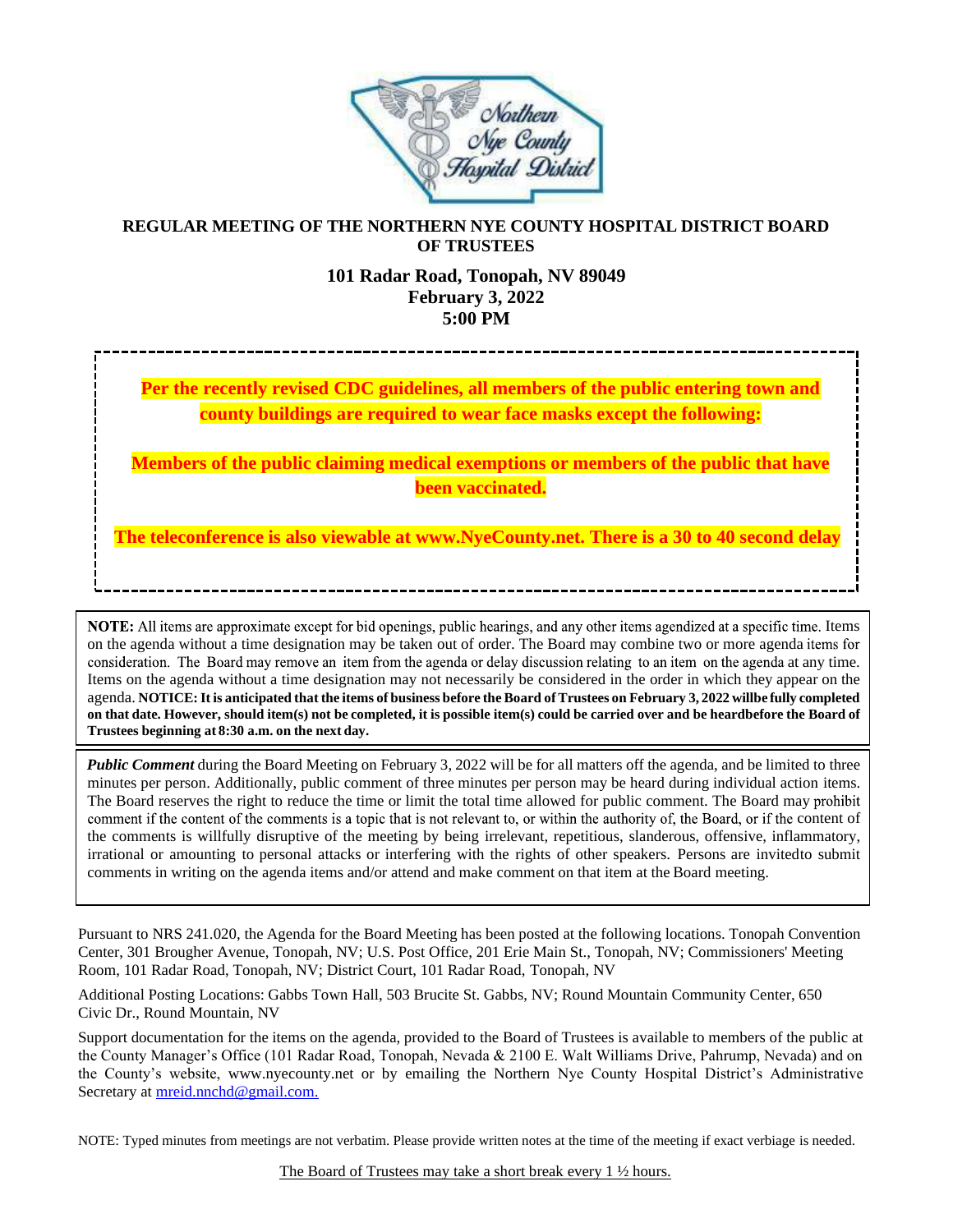# REGULAR MEETING OF THE NORTHERN NYE COUNTY HOSPITAL DISTRICT BOARD OF TRUSTEES

**101 Radar Road, Tonopah, NV 89049**
**February 3, 2022**
**5:00 PM**

**Per the recently revised CDC guidelines, all members of the public entering town and county buildings are required to wear face masks except the following:**

**Members of the public claiming medical exemptions or members of the public that have been vaccinated.**

**The teleconference is also viewable at www.NyeCounty.net. There is a 30 to 40 second delay**

**NOTE:** All items are approximate except for bid openings, public hearings, and any other items agendized at a specific time. Items on the agenda without a time designation may be taken out of order. The Board may combine two or more agenda items for consideration. The Board may remove an item from the agenda or delay discussion relating to an item on the agenda at any time. Items on the agenda without a time designation may not necessarily be considered in the order in which they appear on the agenda. **NOTICE: It is anticipated that the items of business before the Board of Trustees on February 3, 2022 willbe fully completed on that date. However, should item(s) not be completed, it is possible item(s) could be carried over and be heardbefore the Board of Trustees beginning at 8:30 a.m. on the next day.**

***Public Comment*** during the Board Meeting on February 3, 2022 will be for all matters off the agenda, and be limited to three minutes per person. Additionally, public comment of three minutes per person may be heard during individual action items. The Board reserves the right to reduce the time or limit the total time allowed for public comment. The Board may prohibit comment if the content of the comments is a topic that is not relevant to, or within the authority of, the Board, or if the content of the comments is willfully disruptive of the meeting by being irrelevant, repetitious, slanderous, offensive, inflammatory, irrational or amounting to personal attacks or interfering with the rights of other speakers. Persons are invitedto submit comments in writing on the agenda items and/or attend and make comment on that item at the Board meeting.

Pursuant to NRS 241.020, the Agenda for the Board Meeting has been posted at the following locations. Tonopah Convention Center, 301 Brougher Avenue, Tonopah, NV; U.S. Post Office, 201 Erie Main St., Tonopah, NV; Commissioners' Meeting Room, 101 Radar Road, Tonopah, NV; District Court, 101 Radar Road, Tonopah, NV

Additional Posting Locations: Gabbs Town Hall, 503 Brucite St. Gabbs, NV; Round Mountain Community Center, 650 Civic Dr., Round Mountain, NV

Support documentation for the items on the agenda, provided to the Board of Trustees is available to members of the public at the County Manager's Office (101 Radar Road, Tonopah, Nevada & 2100 E. Walt Williams Drive, Pahrump, Nevada) and on the County's website, www.nyecounty.net or by emailing the Northern Nye County Hospital District's Administrative Secretary at mreid.nnchd@gmail.com.

NOTE: Typed minutes from meetings are not verbatim. Please provide written notes at the time of the meeting if exact verbiage is needed.

The Board of Trustees may take a short break every 1 ½ hours.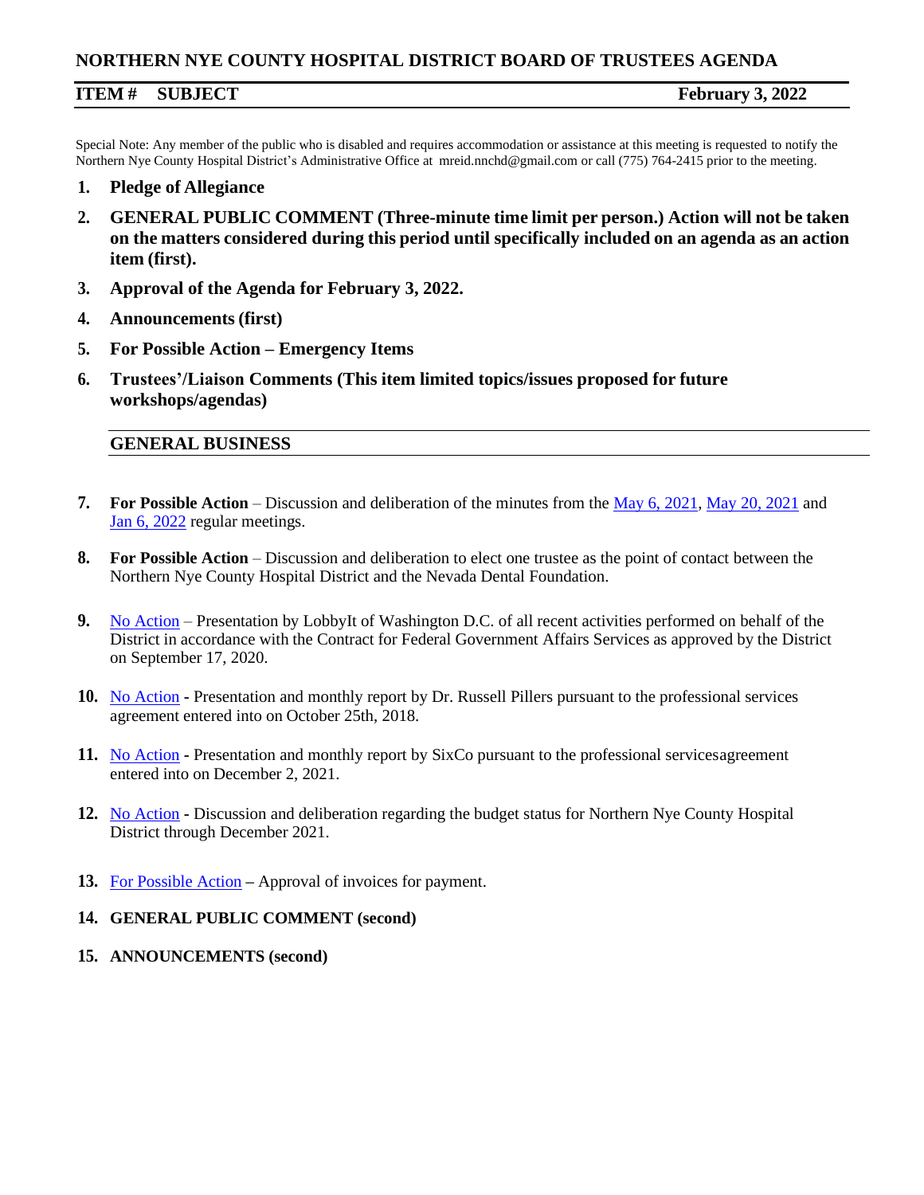# NORTHERN NYE COUNTY HOSPITAL DISTRICT BOARD OF TRUSTEES AGENDA

**ITEM # SUBJECT** **February 3, 2022**

Special Note: Any member of the public who is disabled and requires accommodation or assistance at this meeting is requested to notify the Northern Nye County Hospital District's Administrative Office at mreid.nnchd@gmail.com or call (775) 764-2415 prior to the meeting.

1. **Pledge of Allegiance**
2. **GENERAL PUBLIC COMMENT (Three-minute time limit per person.) Action will not be taken on the matters considered during this period until specifically included on an agenda as an action item (first).**
3. **Approval of the Agenda for February 3, 2022.**
4. **Announcements (first)**
5. **For Possible Action – Emergency Items**
6. **Trustees'/Liaison Comments (This item limited topics/issues proposed for future workshops/agendas)**

## GENERAL BUSINESS

7. **For Possible Action** – Discussion and deliberation of the minutes from the May 6, 2021, May 20, 2021 and Jan 6, 2022 regular meetings.
8. **For Possible Action** – Discussion and deliberation to elect one trustee as the point of contact between the Northern Nye County Hospital District and the Nevada Dental Foundation.
9. No Action – Presentation by LobbyIt of Washington D.C. of all recent activities performed on behalf of the District in accordance with the Contract for Federal Government Affairs Services as approved by the District on September 17, 2020.
10. No Action **-** Presentation and monthly report by Dr. Russell Pillers pursuant to the professional services agreement entered into on October 25th, 2018.
11. No Action **-** Presentation and monthly report by SixCo pursuant to the professional servicesagreement entered into on December 2, 2021.
12. No Action **-** Discussion and deliberation regarding the budget status for Northern Nye County Hospital District through December 2021.
13. For Possible Action **–** Approval of invoices for payment.
14. **GENERAL PUBLIC COMMENT (second)**
15. **ANNOUNCEMENTS (second)**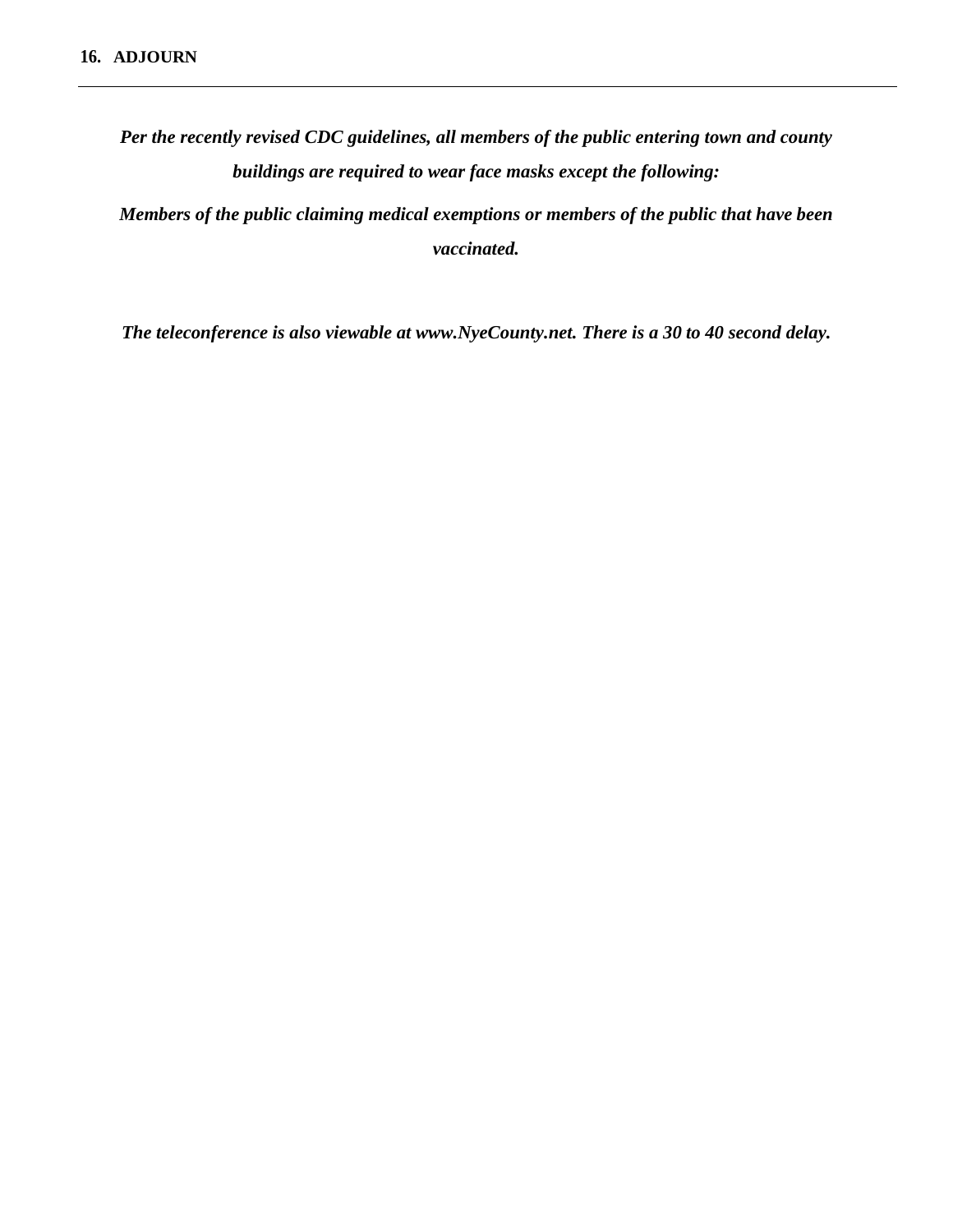**16. ADJOURN**

---

***Per the recently revised CDC guidelines, all members of the public entering town and county buildings are required to wear face masks except the following:***

***Members of the public claiming medical exemptions or members of the public that have been vaccinated.***

***The teleconference is also viewable at www.NyeCounty.net. There is a 30 to 40 second delay.***